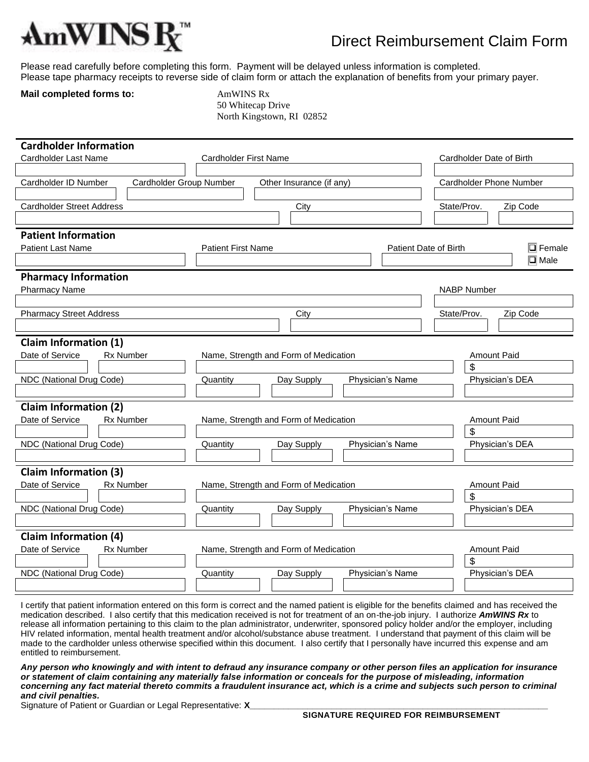# AmWINS Rx™

## Direct Reimbursement Claim Form

Please read carefully before completing this form. Payment will be delayed unless information is completed.
Please tape pharmacy receipts to reverse side of claim form or attach the explanation of benefits from your primary payer.

**Mail completed forms to:**

AmWINS Rx
50 Whitecap Drive
North Kingstown, RI 02852

### Cardholder Information

| Cardholder Last Name | Cardholder First Name | Cardholder Date of Birth |
| --- | --- | --- |
| | | |

| Cardholder ID Number | Cardholder Group Number | Other Insurance (if any) | Cardholder Phone Number |
| --- | --- | --- | --- |
| | | | |

| Cardholder Street Address | City | State/Prov. | Zip Code |
| --- | --- | --- | --- |
| | | | |

### Patient Information

| Patient Last Name | Patient First Name | Patient Date of Birth | |
| --- | --- | --- | --- |
| | | | ☐ Female ☐ Male |

### Pharmacy Information

| Pharmacy Name | NABP Number |
| --- | --- |
| | |

| Pharmacy Street Address | City | State/Prov. | Zip Code |
| --- | --- | --- | --- |
| | | | |

### Claim Information (1)

| Date of Service | Rx Number | Name, Strength and Form of Medication | Amount Paid |
| --- | --- | --- | --- |
| | | | $ |

| NDC (National Drug Code) | Quantity | Day Supply | Physician's Name | Physician's DEA |
| --- | --- | --- | --- | --- |
| | | | | |

### Claim Information (2)

| Date of Service | Rx Number | Name, Strength and Form of Medication | Amount Paid |
| --- | --- | --- | --- |
| | | | $ |

| NDC (National Drug Code) | Quantity | Day Supply | Physician's Name | Physician's DEA |
| --- | --- | --- | --- | --- |
| | | | | |

### Claim Information (3)

| Date of Service | Rx Number | Name, Strength and Form of Medication | Amount Paid |
| --- | --- | --- | --- |
| | | | $ |

| NDC (National Drug Code) | Quantity | Day Supply | Physician's Name | Physician's DEA |
| --- | --- | --- | --- | --- |
| | | | | |

### Claim Information (4)

| Date of Service | Rx Number | Name, Strength and Form of Medication | Amount Paid |
| --- | --- | --- | --- |
| | | | $ |

| NDC (National Drug Code) | Quantity | Day Supply | Physician's Name | Physician's DEA |
| --- | --- | --- | --- | --- |
| | | | | |

I certify that patient information entered on this form is correct and the named patient is eligible for the benefits claimed and has received the medication described. I also certify that this medication received is not for treatment of an on-the-job injury. I authorize ***AmWINS Rx*** to release all information pertaining to this claim to the plan administrator, underwriter, sponsored policy holder and/or the employer, including HIV related information, mental health treatment and/or alcohol/substance abuse treatment. I understand that payment of this claim will be made to the cardholder unless otherwise specified within this document. I also certify that I personally have incurred this expense and am entitled to reimbursement.

***Any person who knowingly and with intent to defraud any insurance company or other person files an application for insurance or statement of claim containing any materially false information or conceals for the purpose of misleading, information concerning any fact material thereto commits a fraudulent insurance act, which is a crime and subjects such person to criminal and civil penalties.***

Signature of Patient or Guardian or Legal Representative: **X**________________________________________________

**SIGNATURE REQUIRED FOR REIMBURSEMENT**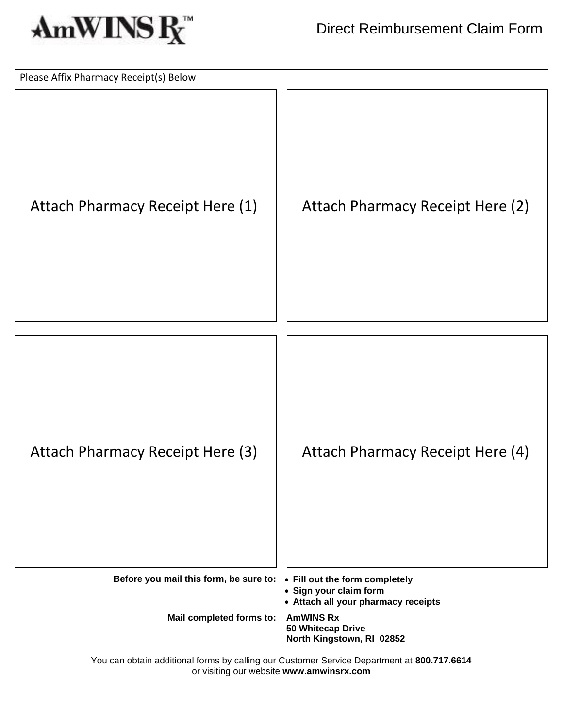AmWINS Rx™

# Direct Reimbursement Claim Form

Please Affix Pharmacy Receipt(s) Below

| Attach Pharmacy Receipt Here (1) | Attach Pharmacy Receipt Here (2) |
|---|---|
| Attach Pharmacy Receipt Here (3) | Attach Pharmacy Receipt Here (4) |

**Before you mail this form, be sure to:**

- **Fill out the form completely**
- **Sign your claim form**
- **Attach all your pharmacy receipts**

**Mail completed forms to:** **AmWINS Rx**
**50 Whitecap Drive**
**North Kingstown, RI 02852**

You can obtain additional forms by calling our Customer Service Department at **800.717.6614** or visiting our website **www.amwinsrx.com**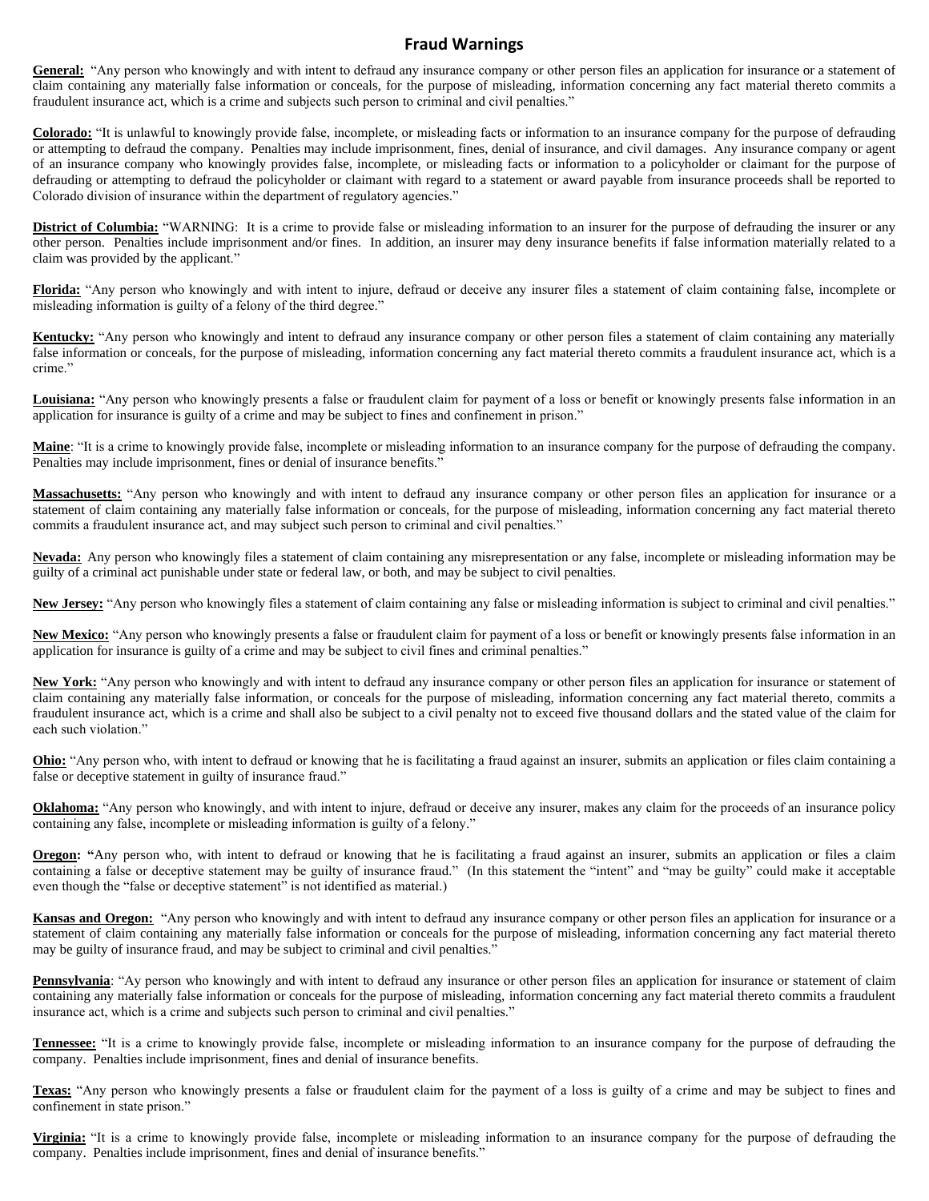## Fraud Warnings

**General:** "Any person who knowingly and with intent to defraud any insurance company or other person files an application for insurance or a statement of claim containing any materially false information or conceals, for the purpose of misleading, information concerning any fact material thereto commits a fraudulent insurance act, which is a crime and subjects such person to criminal and civil penalties."

**Colorado:** "It is unlawful to knowingly provide false, incomplete, or misleading facts or information to an insurance company for the purpose of defrauding or attempting to defraud the company. Penalties may include imprisonment, fines, denial of insurance, and civil damages. Any insurance company or agent of an insurance company who knowingly provides false, incomplete, or misleading facts or information to a policyholder or claimant for the purpose of defrauding or attempting to defraud the policyholder or claimant with regard to a statement or award payable from insurance proceeds shall be reported to Colorado division of insurance within the department of regulatory agencies."

**District of Columbia:** "WARNING: It is a crime to provide false or misleading information to an insurer for the purpose of defrauding the insurer or any other person. Penalties include imprisonment and/or fines. In addition, an insurer may deny insurance benefits if false information materially related to a claim was provided by the applicant."

**Florida:** "Any person who knowingly and with intent to injure, defraud or deceive any insurer files a statement of claim containing false, incomplete or misleading information is guilty of a felony of the third degree."

**Kentucky:** "Any person who knowingly and intent to defraud any insurance company or other person files a statement of claim containing any materially false information or conceals, for the purpose of misleading, information concerning any fact material thereto commits a fraudulent insurance act, which is a crime."

**Louisiana:** "Any person who knowingly presents a false or fraudulent claim for payment of a loss or benefit or knowingly presents false information in an application for insurance is guilty of a crime and may be subject to fines and confinement in prison."

**Maine**: "It is a crime to knowingly provide false, incomplete or misleading information to an insurance company for the purpose of defrauding the company. Penalties may include imprisonment, fines or denial of insurance benefits."

**Massachusetts:** "Any person who knowingly and with intent to defraud any insurance company or other person files an application for insurance or a statement of claim containing any materially false information or conceals, for the purpose of misleading, information concerning any fact material thereto commits a fraudulent insurance act, and may subject such person to criminal and civil penalties."

**Nevada:** Any person who knowingly files a statement of claim containing any misrepresentation or any false, incomplete or misleading information may be guilty of a criminal act punishable under state or federal law, or both, and may be subject to civil penalties.

**New Jersey:** "Any person who knowingly files a statement of claim containing any false or misleading information is subject to criminal and civil penalties."

**New Mexico:** "Any person who knowingly presents a false or fraudulent claim for payment of a loss or benefit or knowingly presents false information in an application for insurance is guilty of a crime and may be subject to civil fines and criminal penalties."

**New York:** "Any person who knowingly and with intent to defraud any insurance company or other person files an application for insurance or statement of claim containing any materially false information, or conceals for the purpose of misleading, information concerning any fact material thereto, commits a fraudulent insurance act, which is a crime and shall also be subject to a civil penalty not to exceed five thousand dollars and the stated value of the claim for each such violation."

**Ohio:** "Any person who, with intent to defraud or knowing that he is facilitating a fraud against an insurer, submits an application or files claim containing a false or deceptive statement in guilty of insurance fraud."

**Oklahoma:** "Any person who knowingly, and with intent to injure, defraud or deceive any insurer, makes any claim for the proceeds of an insurance policy containing any false, incomplete or misleading information is guilty of a felony."

**Oregon: "**Any person who, with intent to defraud or knowing that he is facilitating a fraud against an insurer, submits an application or files a claim containing a false or deceptive statement may be guilty of insurance fraud." (In this statement the "intent" and "may be guilty" could make it acceptable even though the "false or deceptive statement" is not identified as material.)

**Kansas and Oregon:** "Any person who knowingly and with intent to defraud any insurance company or other person files an application for insurance or a statement of claim containing any materially false information or conceals for the purpose of misleading, information concerning any fact material thereto may be guilty of insurance fraud, and may be subject to criminal and civil penalties."

**Pennsylvania**: "Ay person who knowingly and with intent to defraud any insurance or other person files an application for insurance or statement of claim containing any materially false information or conceals for the purpose of misleading, information concerning any fact material thereto commits a fraudulent insurance act, which is a crime and subjects such person to criminal and civil penalties."

**Tennessee:** "It is a crime to knowingly provide false, incomplete or misleading information to an insurance company for the purpose of defrauding the company. Penalties include imprisonment, fines and denial of insurance benefits.

**Texas:** "Any person who knowingly presents a false or fraudulent claim for the payment of a loss is guilty of a crime and may be subject to fines and confinement in state prison."

**Virginia:** "It is a crime to knowingly provide false, incomplete or misleading information to an insurance company for the purpose of defrauding the company. Penalties include imprisonment, fines and denial of insurance benefits."